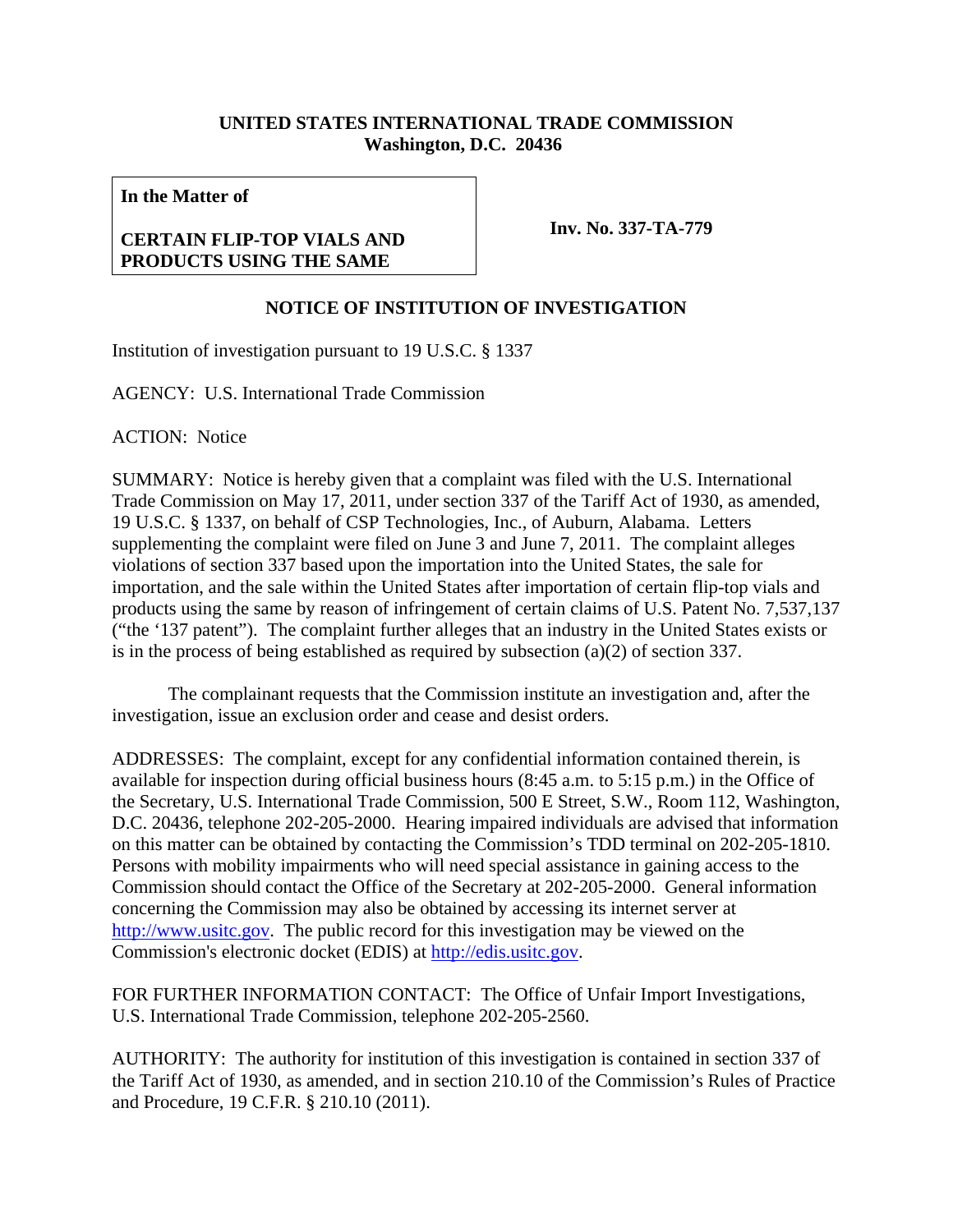**UNITED STATES INTERNATIONAL TRADE COMMISSION**
**Washington, D.C. 20436**

| **In the Matter of**<br><br>**CERTAIN FLIP-TOP VIALS AND PRODUCTS USING THE SAME** | **Inv. No. 337-TA-779** |
|---|---|

## NOTICE OF INSTITUTION OF INVESTIGATION

Institution of investigation pursuant to 19 U.S.C. § 1337

AGENCY: U.S. International Trade Commission

ACTION: Notice

SUMMARY: Notice is hereby given that a complaint was filed with the U.S. International Trade Commission on May 17, 2011, under section 337 of the Tariff Act of 1930, as amended, 19 U.S.C. § 1337, on behalf of CSP Technologies, Inc., of Auburn, Alabama. Letters supplementing the complaint were filed on June 3 and June 7, 2011. The complaint alleges violations of section 337 based upon the importation into the United States, the sale for importation, and the sale within the United States after importation of certain flip-top vials and products using the same by reason of infringement of certain claims of U.S. Patent No. 7,537,137 ("the '137 patent"). The complaint further alleges that an industry in the United States exists or is in the process of being established as required by subsection (a)(2) of section 337.

The complainant requests that the Commission institute an investigation and, after the investigation, issue an exclusion order and cease and desist orders.

ADDRESSES: The complaint, except for any confidential information contained therein, is available for inspection during official business hours (8:45 a.m. to 5:15 p.m.) in the Office of the Secretary, U.S. International Trade Commission, 500 E Street, S.W., Room 112, Washington, D.C. 20436, telephone 202-205-2000. Hearing impaired individuals are advised that information on this matter can be obtained by contacting the Commission's TDD terminal on 202-205-1810. Persons with mobility impairments who will need special assistance in gaining access to the Commission should contact the Office of the Secretary at 202-205-2000. General information concerning the Commission may also be obtained by accessing its internet server at http://www.usitc.gov. The public record for this investigation may be viewed on the Commission's electronic docket (EDIS) at http://edis.usitc.gov.

FOR FURTHER INFORMATION CONTACT: The Office of Unfair Import Investigations, U.S. International Trade Commission, telephone 202-205-2560.

AUTHORITY: The authority for institution of this investigation is contained in section 337 of the Tariff Act of 1930, as amended, and in section 210.10 of the Commission's Rules of Practice and Procedure, 19 C.F.R. § 210.10 (2011).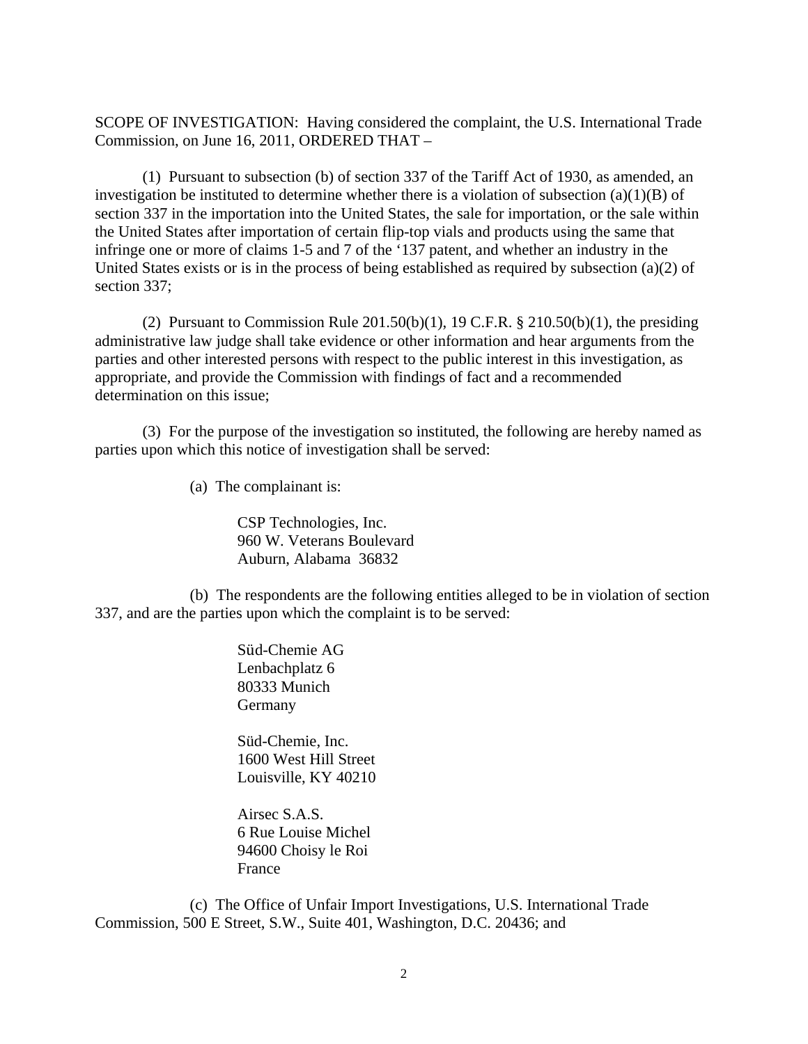SCOPE OF INVESTIGATION: Having considered the complaint, the U.S. International Trade Commission, on June 16, 2011, ORDERED THAT –

(1) Pursuant to subsection (b) of section 337 of the Tariff Act of 1930, as amended, an investigation be instituted to determine whether there is a violation of subsection (a)(1)(B) of section 337 in the importation into the United States, the sale for importation, or the sale within the United States after importation of certain flip-top vials and products using the same that infringe one or more of claims 1-5 and 7 of the '137 patent, and whether an industry in the United States exists or is in the process of being established as required by subsection (a)(2) of section 337;

(2) Pursuant to Commission Rule 201.50(b)(1), 19 C.F.R. § 210.50(b)(1), the presiding administrative law judge shall take evidence or other information and hear arguments from the parties and other interested persons with respect to the public interest in this investigation, as appropriate, and provide the Commission with findings of fact and a recommended determination on this issue;

(3) For the purpose of the investigation so instituted, the following are hereby named as parties upon which this notice of investigation shall be served:

(a) The complainant is:

CSP Technologies, Inc.
960 W. Veterans Boulevard
Auburn, Alabama 36832

(b) The respondents are the following entities alleged to be in violation of section 337, and are the parties upon which the complaint is to be served:

Süd-Chemie AG
Lenbachplatz 6
80333 Munich
Germany

Süd-Chemie, Inc.
1600 West Hill Street
Louisville, KY 40210

Airsec S.A.S.
6 Rue Louise Michel
94600 Choisy le Roi
France

(c) The Office of Unfair Import Investigations, U.S. International Trade Commission, 500 E Street, S.W., Suite 401, Washington, D.C. 20436; and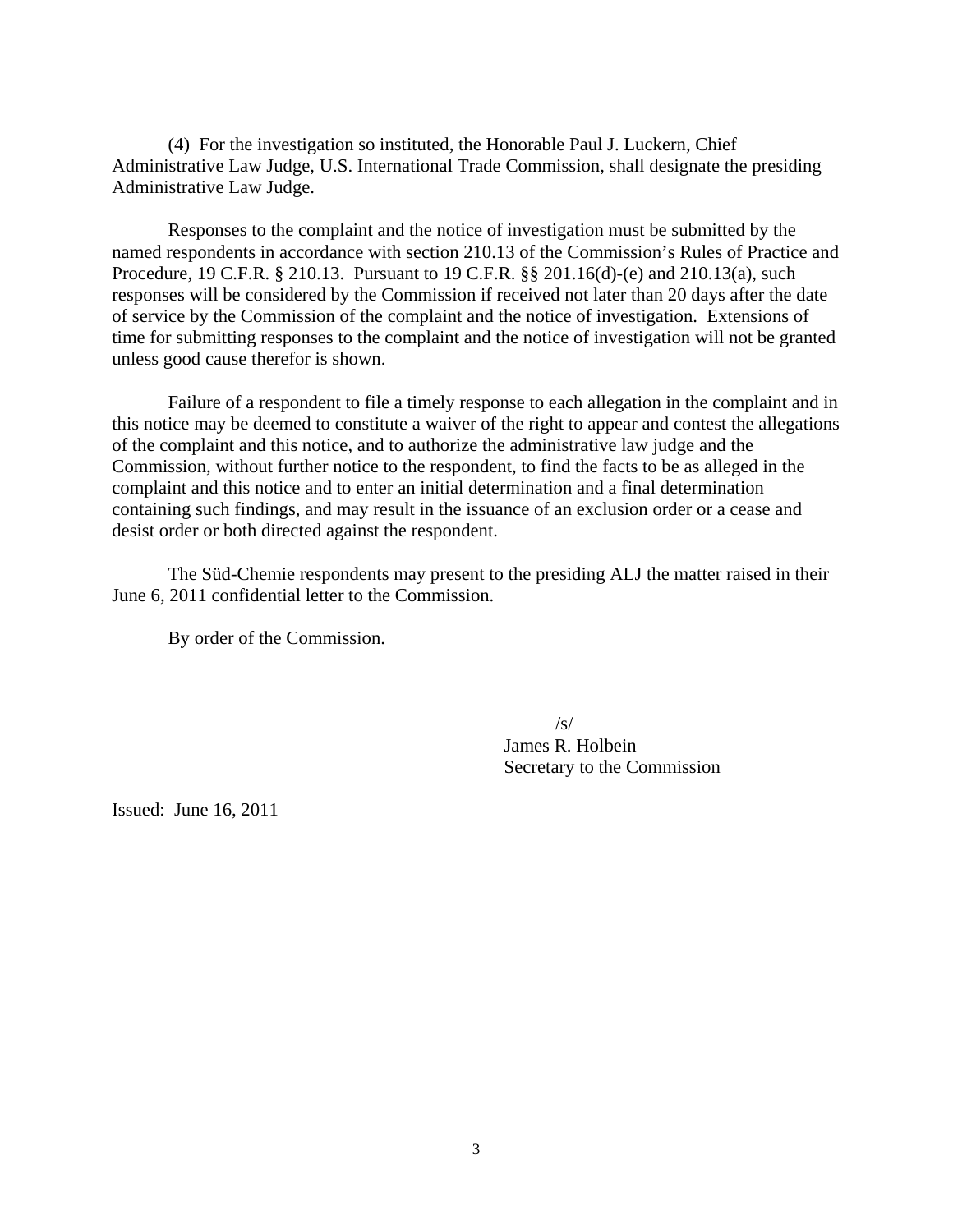(4) For the investigation so instituted, the Honorable Paul J. Luckern, Chief Administrative Law Judge, U.S. International Trade Commission, shall designate the presiding Administrative Law Judge.

Responses to the complaint and the notice of investigation must be submitted by the named respondents in accordance with section 210.13 of the Commission's Rules of Practice and Procedure, 19 C.F.R. § 210.13. Pursuant to 19 C.F.R. §§ 201.16(d)-(e) and 210.13(a), such responses will be considered by the Commission if received not later than 20 days after the date of service by the Commission of the complaint and the notice of investigation. Extensions of time for submitting responses to the complaint and the notice of investigation will not be granted unless good cause therefor is shown.

Failure of a respondent to file a timely response to each allegation in the complaint and in this notice may be deemed to constitute a waiver of the right to appear and contest the allegations of the complaint and this notice, and to authorize the administrative law judge and the Commission, without further notice to the respondent, to find the facts to be as alleged in the complaint and this notice and to enter an initial determination and a final determination containing such findings, and may result in the issuance of an exclusion order or a cease and desist order or both directed against the respondent.

The Süd-Chemie respondents may present to the presiding ALJ the matter raised in their June 6, 2011 confidential letter to the Commission.

By order of the Commission.

/s/
James R. Holbein
Secretary to the Commission

Issued: June 16, 2011